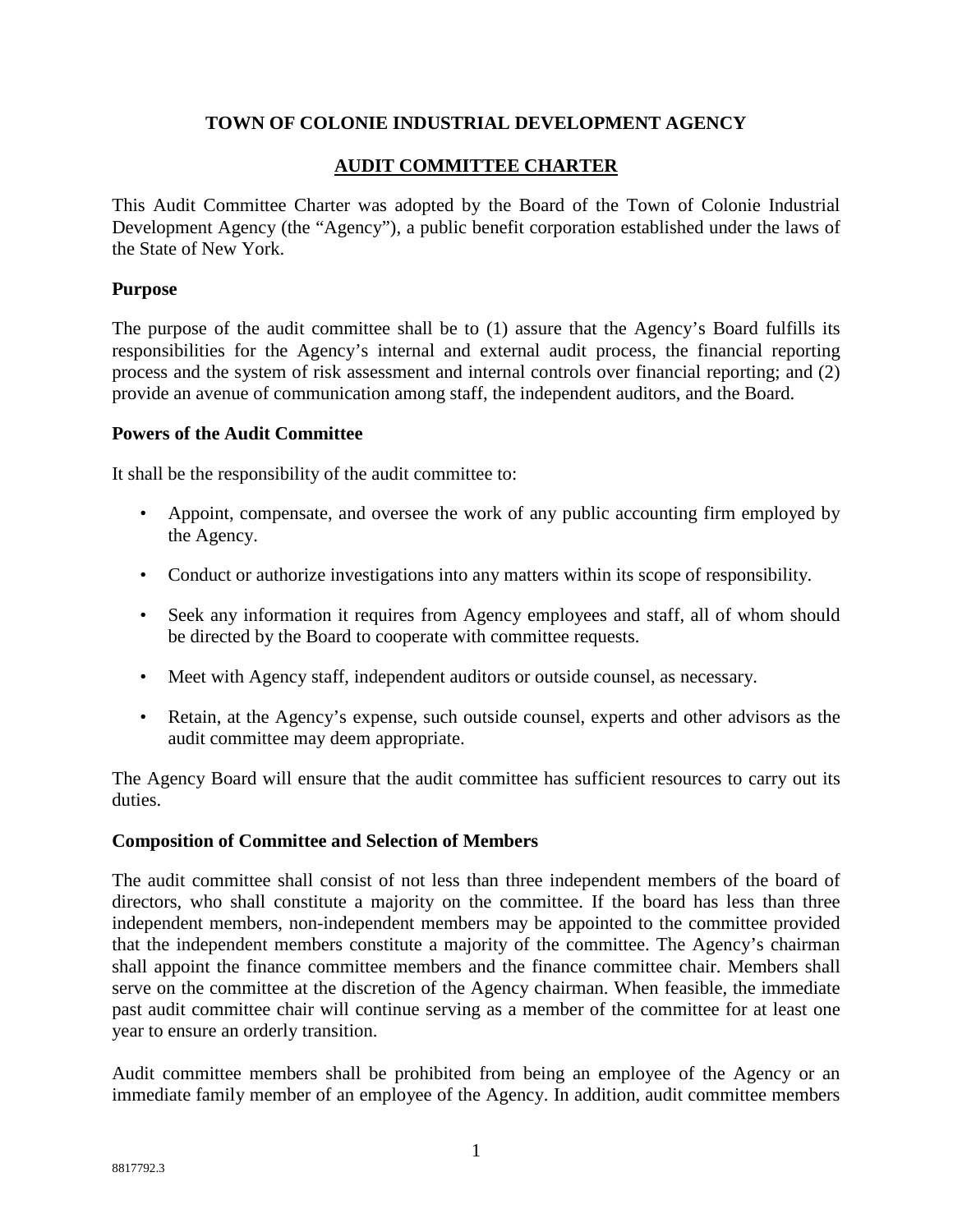# TOWN OF COLONIE INDUSTRIAL DEVELOPMENT AGENCY

## AUDIT COMMITTEE CHARTER

This Audit Committee Charter was adopted by the Board of the Town of Colonie Industrial Development Agency (the "Agency"), a public benefit corporation established under the laws of the State of New York.

### Purpose

The purpose of the audit committee shall be to (1) assure that the Agency's Board fulfills its responsibilities for the Agency's internal and external audit process, the financial reporting process and the system of risk assessment and internal controls over financial reporting; and (2) provide an avenue of communication among staff, the independent auditors, and the Board.

### Powers of the Audit Committee

It shall be the responsibility of the audit committee to:

- Appoint, compensate, and oversee the work of any public accounting firm employed by the Agency.
- Conduct or authorize investigations into any matters within its scope of responsibility.
- Seek any information it requires from Agency employees and staff, all of whom should be directed by the Board to cooperate with committee requests.
- Meet with Agency staff, independent auditors or outside counsel, as necessary.
- Retain, at the Agency's expense, such outside counsel, experts and other advisors as the audit committee may deem appropriate.

The Agency Board will ensure that the audit committee has sufficient resources to carry out its duties.

### Composition of Committee and Selection of Members

The audit committee shall consist of not less than three independent members of the board of directors, who shall constitute a majority on the committee. If the board has less than three independent members, non-independent members may be appointed to the committee provided that the independent members constitute a majority of the committee. The Agency's chairman shall appoint the finance committee members and the finance committee chair. Members shall serve on the committee at the discretion of the Agency chairman. When feasible, the immediate past audit committee chair will continue serving as a member of the committee for at least one year to ensure an orderly transition.

Audit committee members shall be prohibited from being an employee of the Agency or an immediate family member of an employee of the Agency. In addition, audit committee members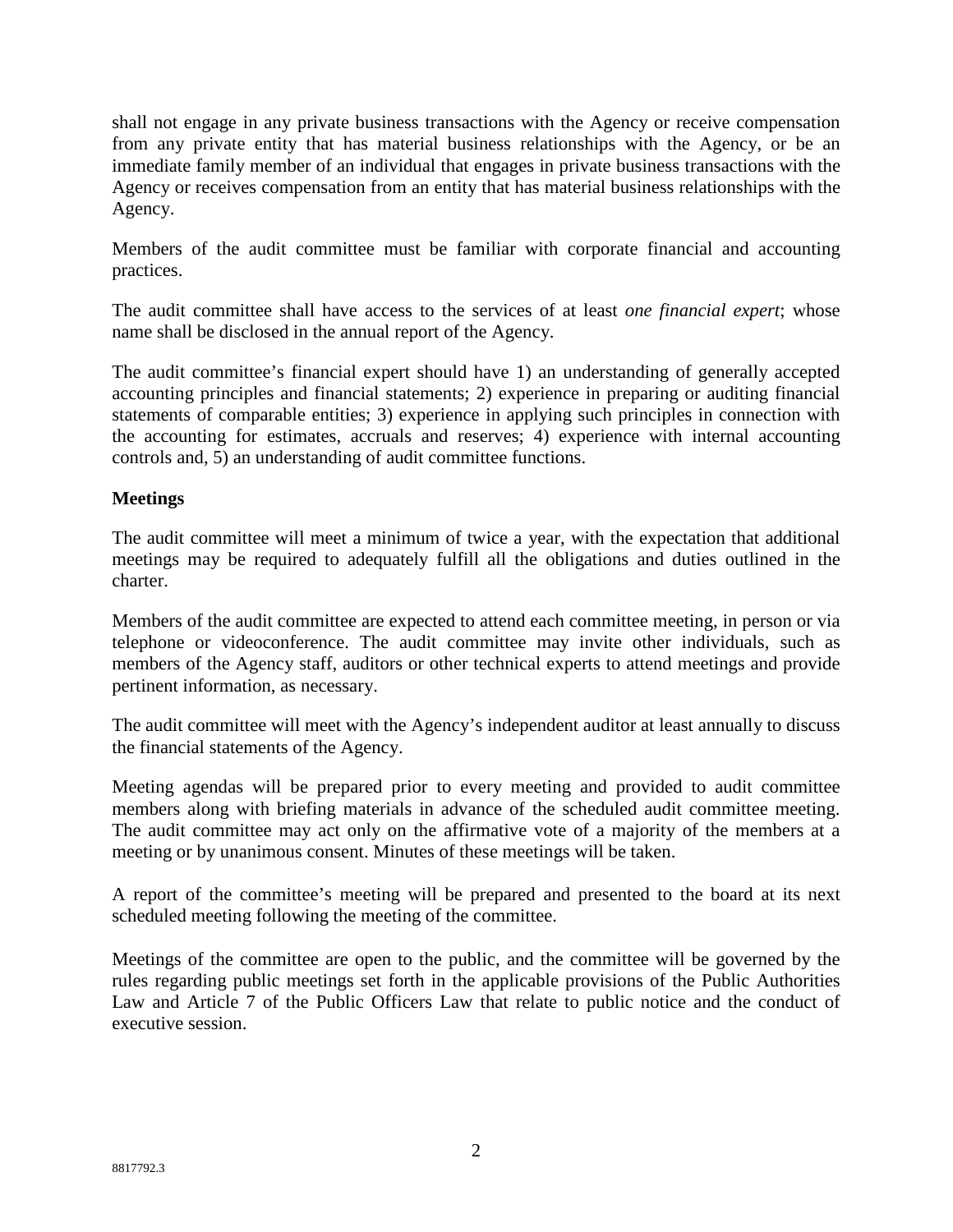shall not engage in any private business transactions with the Agency or receive compensation from any private entity that has material business relationships with the Agency, or be an immediate family member of an individual that engages in private business transactions with the Agency or receives compensation from an entity that has material business relationships with the Agency.

Members of the audit committee must be familiar with corporate financial and accounting practices.

The audit committee shall have access to the services of at least *one financial expert*; whose name shall be disclosed in the annual report of the Agency.

The audit committee's financial expert should have 1) an understanding of generally accepted accounting principles and financial statements; 2) experience in preparing or auditing financial statements of comparable entities; 3) experience in applying such principles in connection with the accounting for estimates, accruals and reserves; 4) experience with internal accounting controls and, 5) an understanding of audit committee functions.

**Meetings**

The audit committee will meet a minimum of twice a year, with the expectation that additional meetings may be required to adequately fulfill all the obligations and duties outlined in the charter.

Members of the audit committee are expected to attend each committee meeting, in person or via telephone or videoconference. The audit committee may invite other individuals, such as members of the Agency staff, auditors or other technical experts to attend meetings and provide pertinent information, as necessary.

The audit committee will meet with the Agency's independent auditor at least annually to discuss the financial statements of the Agency.

Meeting agendas will be prepared prior to every meeting and provided to audit committee members along with briefing materials in advance of the scheduled audit committee meeting. The audit committee may act only on the affirmative vote of a majority of the members at a meeting or by unanimous consent. Minutes of these meetings will be taken.

A report of the committee's meeting will be prepared and presented to the board at its next scheduled meeting following the meeting of the committee.

Meetings of the committee are open to the public, and the committee will be governed by the rules regarding public meetings set forth in the applicable provisions of the Public Authorities Law and Article 7 of the Public Officers Law that relate to public notice and the conduct of executive session.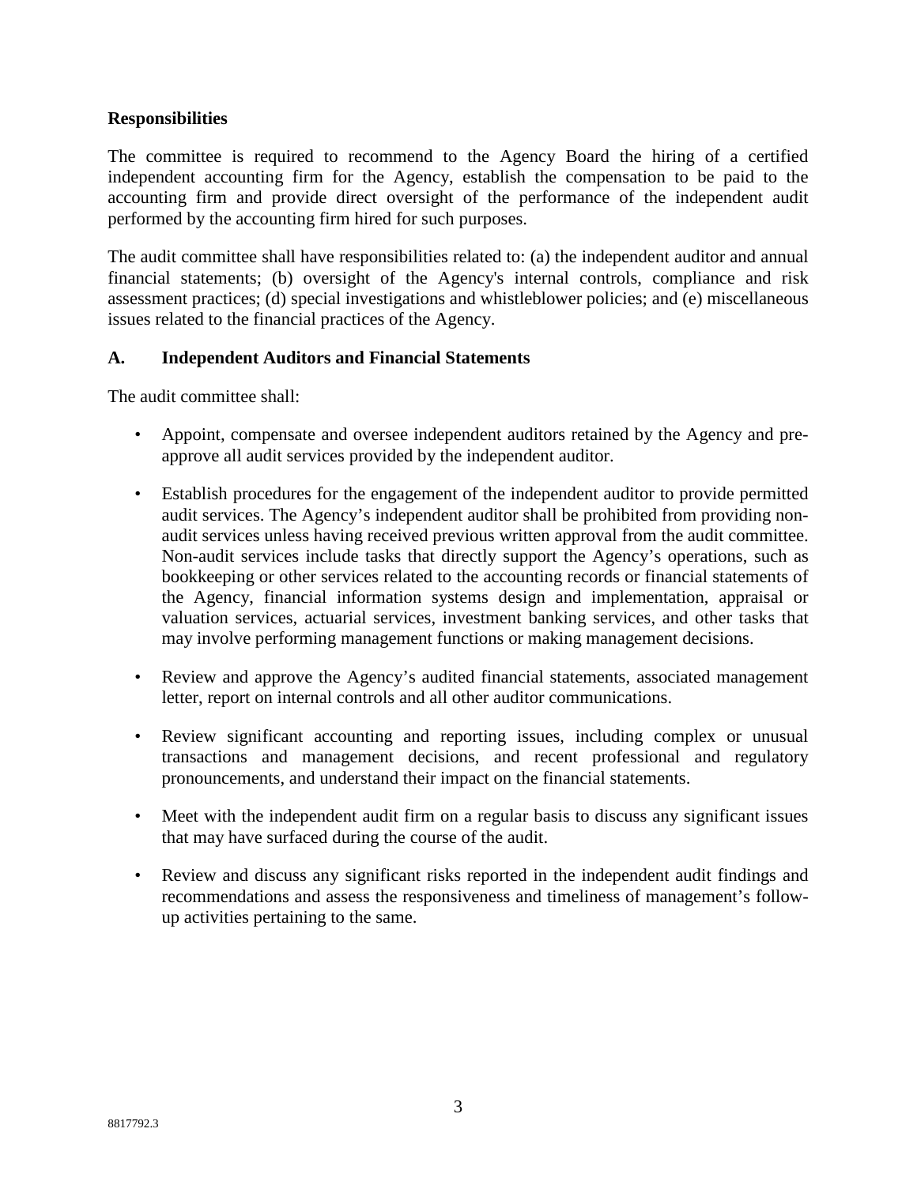**Responsibilities**

The committee is required to recommend to the Agency Board the hiring of a certified independent accounting firm for the Agency, establish the compensation to be paid to the accounting firm and provide direct oversight of the performance of the independent audit performed by the accounting firm hired for such purposes.

The audit committee shall have responsibilities related to: (a) the independent auditor and annual financial statements; (b) oversight of the Agency's internal controls, compliance and risk assessment practices; (d) special investigations and whistleblower policies; and (e) miscellaneous issues related to the financial practices of the Agency.

**A. Independent Auditors and Financial Statements**

The audit committee shall:

- Appoint, compensate and oversee independent auditors retained by the Agency and pre-approve all audit services provided by the independent auditor.
- Establish procedures for the engagement of the independent auditor to provide permitted audit services. The Agency's independent auditor shall be prohibited from providing non-audit services unless having received previous written approval from the audit committee. Non-audit services include tasks that directly support the Agency's operations, such as bookkeeping or other services related to the accounting records or financial statements of the Agency, financial information systems design and implementation, appraisal or valuation services, actuarial services, investment banking services, and other tasks that may involve performing management functions or making management decisions.
- Review and approve the Agency's audited financial statements, associated management letter, report on internal controls and all other auditor communications.
- Review significant accounting and reporting issues, including complex or unusual transactions and management decisions, and recent professional and regulatory pronouncements, and understand their impact on the financial statements.
- Meet with the independent audit firm on a regular basis to discuss any significant issues that may have surfaced during the course of the audit.
- Review and discuss any significant risks reported in the independent audit findings and recommendations and assess the responsiveness and timeliness of management's follow-up activities pertaining to the same.

8817792.3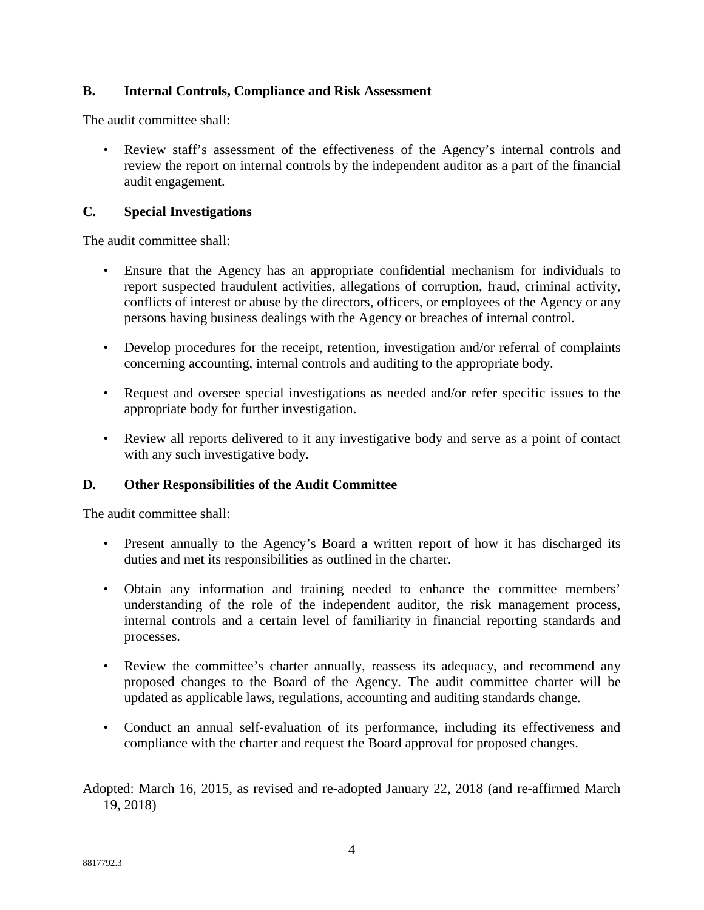## B. Internal Controls, Compliance and Risk Assessment

The audit committee shall:

- Review staff's assessment of the effectiveness of the Agency's internal controls and review the report on internal controls by the independent auditor as a part of the financial audit engagement.

## C. Special Investigations

The audit committee shall:

- Ensure that the Agency has an appropriate confidential mechanism for individuals to report suspected fraudulent activities, allegations of corruption, fraud, criminal activity, conflicts of interest or abuse by the directors, officers, or employees of the Agency or any persons having business dealings with the Agency or breaches of internal control.

- Develop procedures for the receipt, retention, investigation and/or referral of complaints concerning accounting, internal controls and auditing to the appropriate body.

- Request and oversee special investigations as needed and/or refer specific issues to the appropriate body for further investigation.

- Review all reports delivered to it any investigative body and serve as a point of contact with any such investigative body.

## D. Other Responsibilities of the Audit Committee

The audit committee shall:

- Present annually to the Agency's Board a written report of how it has discharged its duties and met its responsibilities as outlined in the charter.

- Obtain any information and training needed to enhance the committee members' understanding of the role of the independent auditor, the risk management process, internal controls and a certain level of familiarity in financial reporting standards and processes.

- Review the committee's charter annually, reassess its adequacy, and recommend any proposed changes to the Board of the Agency. The audit committee charter will be updated as applicable laws, regulations, accounting and auditing standards change.

- Conduct an annual self-evaluation of its performance, including its effectiveness and compliance with the charter and request the Board approval for proposed changes.

Adopted: March 16, 2015, as revised and re-adopted January 22, 2018 (and re-affirmed March 19, 2018)

8817792.3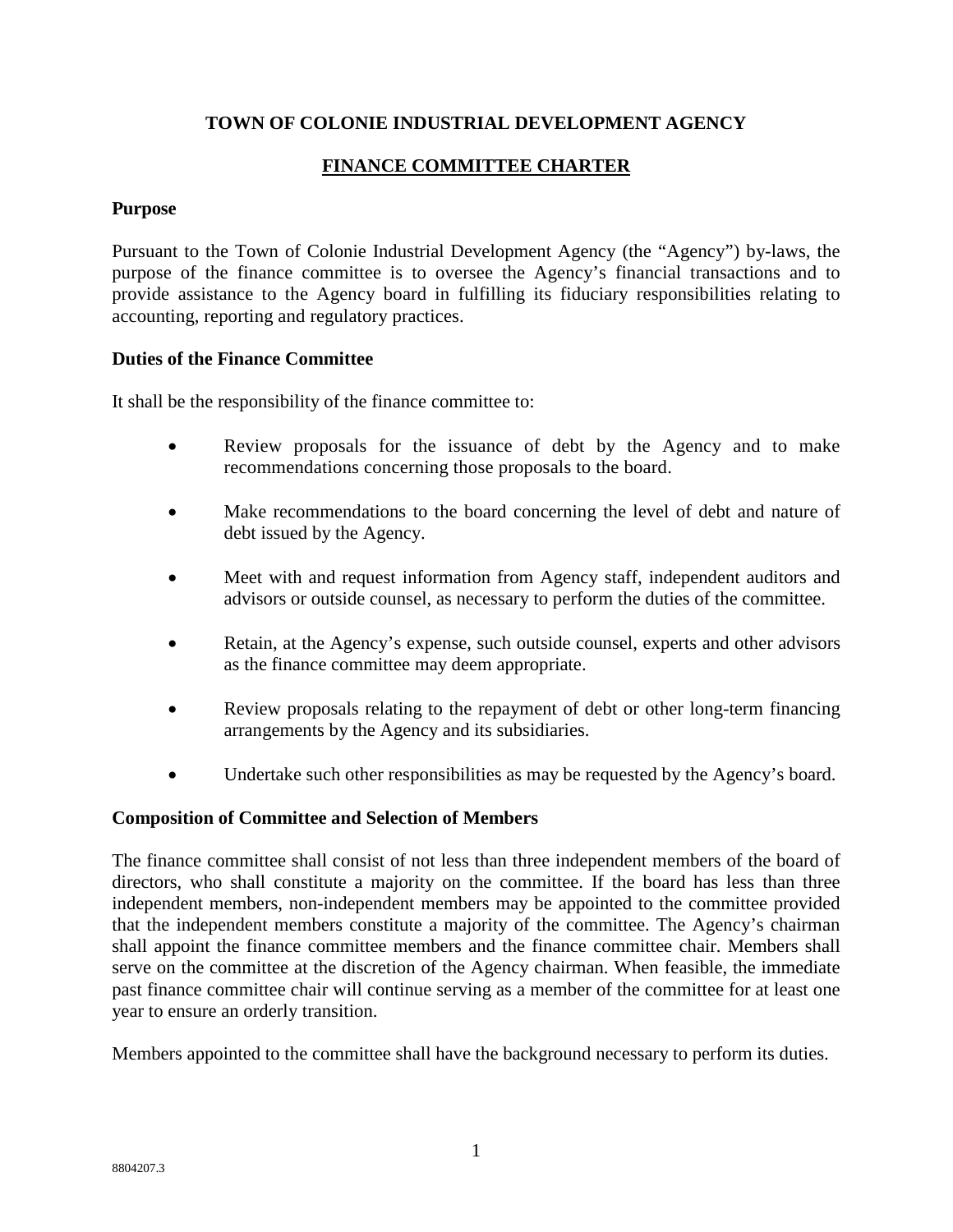**TOWN OF COLONIE INDUSTRIAL DEVELOPMENT AGENCY**

**FINANCE COMMITTEE CHARTER**

**Purpose**

Pursuant to the Town of Colonie Industrial Development Agency (the "Agency") by-laws, the purpose of the finance committee is to oversee the Agency's financial transactions and to provide assistance to the Agency board in fulfilling its fiduciary responsibilities relating to accounting, reporting and regulatory practices.

**Duties of the Finance Committee**

It shall be the responsibility of the finance committee to:

- Review proposals for the issuance of debt by the Agency and to make recommendations concerning those proposals to the board.
- Make recommendations to the board concerning the level of debt and nature of debt issued by the Agency.
- Meet with and request information from Agency staff, independent auditors and advisors or outside counsel, as necessary to perform the duties of the committee.
- Retain, at the Agency's expense, such outside counsel, experts and other advisors as the finance committee may deem appropriate.
- Review proposals relating to the repayment of debt or other long-term financing arrangements by the Agency and its subsidiaries.
- Undertake such other responsibilities as may be requested by the Agency's board.

**Composition of Committee and Selection of Members**

The finance committee shall consist of not less than three independent members of the board of directors, who shall constitute a majority on the committee. If the board has less than three independent members, non-independent members may be appointed to the committee provided that the independent members constitute a majority of the committee. The Agency's chairman shall appoint the finance committee members and the finance committee chair. Members shall serve on the committee at the discretion of the Agency chairman. When feasible, the immediate past finance committee chair will continue serving as a member of the committee for at least one year to ensure an orderly transition.

Members appointed to the committee shall have the background necessary to perform its duties.

8804207.3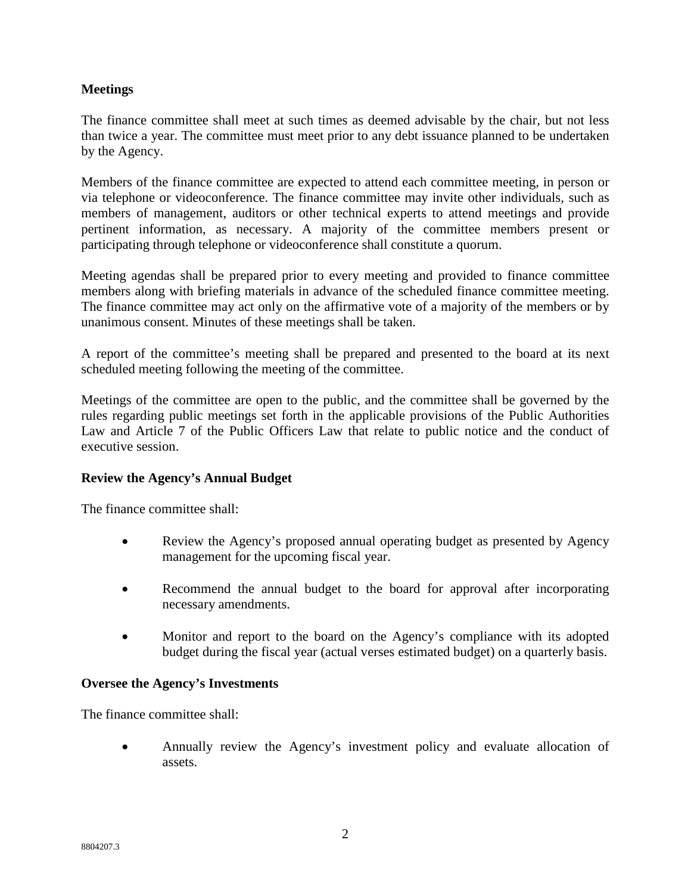**Meetings**

The finance committee shall meet at such times as deemed advisable by the chair, but not less than twice a year. The committee must meet prior to any debt issuance planned to be undertaken by the Agency.

Members of the finance committee are expected to attend each committee meeting, in person or via telephone or videoconference. The finance committee may invite other individuals, such as members of management, auditors or other technical experts to attend meetings and provide pertinent information, as necessary. A majority of the committee members present or participating through telephone or videoconference shall constitute a quorum.

Meeting agendas shall be prepared prior to every meeting and provided to finance committee members along with briefing materials in advance of the scheduled finance committee meeting. The finance committee may act only on the affirmative vote of a majority of the members or by unanimous consent. Minutes of these meetings shall be taken.

A report of the committee's meeting shall be prepared and presented to the board at its next scheduled meeting following the meeting of the committee.

Meetings of the committee are open to the public, and the committee shall be governed by the rules regarding public meetings set forth in the applicable provisions of the Public Authorities Law and Article 7 of the Public Officers Law that relate to public notice and the conduct of executive session.

**Review the Agency's Annual Budget**

The finance committee shall:

- Review the Agency's proposed annual operating budget as presented by Agency management for the upcoming fiscal year.
- Recommend the annual budget to the board for approval after incorporating necessary amendments.
- Monitor and report to the board on the Agency's compliance with its adopted budget during the fiscal year (actual verses estimated budget) on a quarterly basis.

**Oversee the Agency's Investments**

The finance committee shall:

- Annually review the Agency's investment policy and evaluate allocation of assets.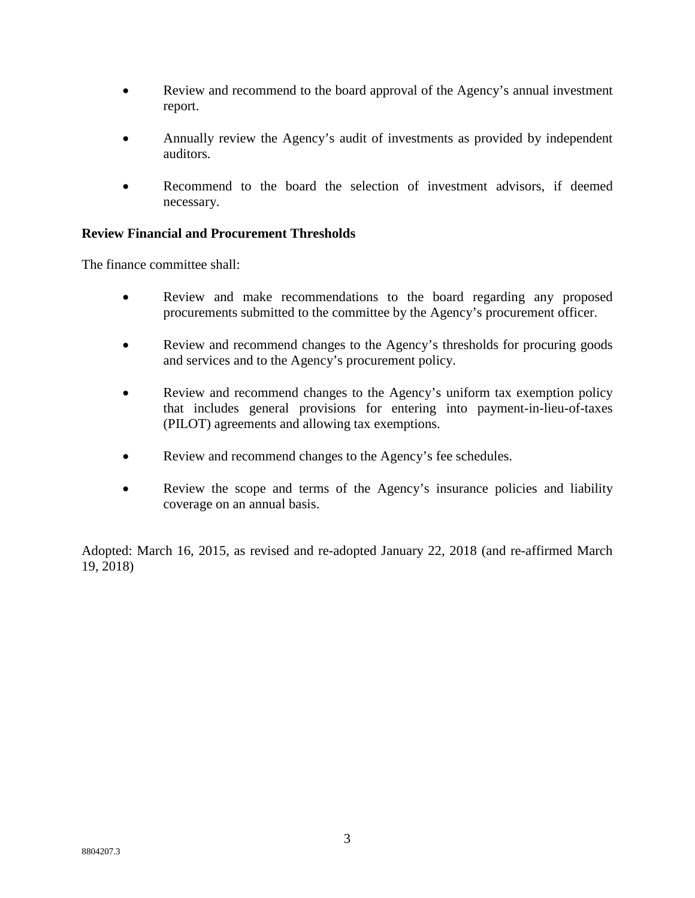- Review and recommend to the board approval of the Agency's annual investment report.

- Annually review the Agency's audit of investments as provided by independent auditors.

- Recommend to the board the selection of investment advisors, if deemed necessary.

**Review Financial and Procurement Thresholds**

The finance committee shall:

- Review and make recommendations to the board regarding any proposed procurements submitted to the committee by the Agency's procurement officer.

- Review and recommend changes to the Agency's thresholds for procuring goods and services and to the Agency's procurement policy.

- Review and recommend changes to the Agency's uniform tax exemption policy that includes general provisions for entering into payment-in-lieu-of-taxes (PILOT) agreements and allowing tax exemptions.

- Review and recommend changes to the Agency's fee schedules.

- Review the scope and terms of the Agency's insurance policies and liability coverage on an annual basis.

Adopted: March 16, 2015, as revised and re-adopted January 22, 2018 (and re-affirmed March 19, 2018)

8804207.3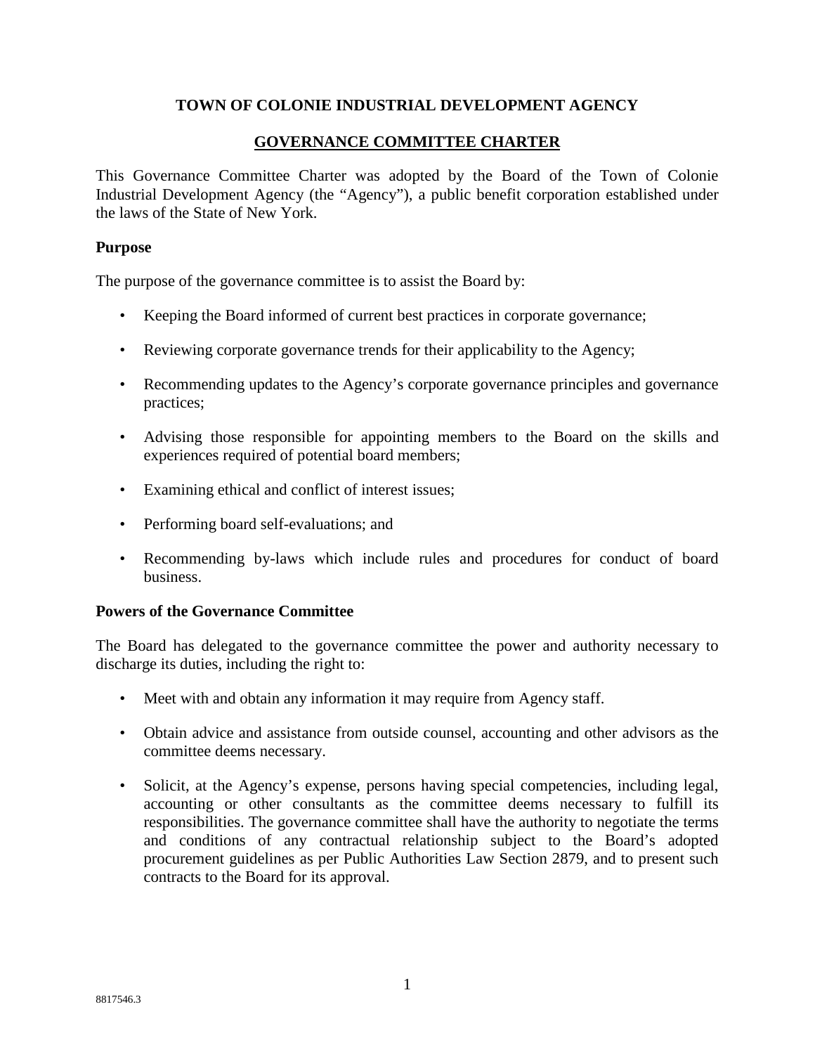**TOWN OF COLONIE INDUSTRIAL DEVELOPMENT AGENCY**

**GOVERNANCE COMMITTEE CHARTER**

This Governance Committee Charter was adopted by the Board of the Town of Colonie Industrial Development Agency (the "Agency"), a public benefit corporation established under the laws of the State of New York.

**Purpose**

The purpose of the governance committee is to assist the Board by:

- Keeping the Board informed of current best practices in corporate governance;
- Reviewing corporate governance trends for their applicability to the Agency;
- Recommending updates to the Agency's corporate governance principles and governance practices;
- Advising those responsible for appointing members to the Board on the skills and experiences required of potential board members;
- Examining ethical and conflict of interest issues;
- Performing board self-evaluations; and
- Recommending by-laws which include rules and procedures for conduct of board business.

**Powers of the Governance Committee**

The Board has delegated to the governance committee the power and authority necessary to discharge its duties, including the right to:

- Meet with and obtain any information it may require from Agency staff.
- Obtain advice and assistance from outside counsel, accounting and other advisors as the committee deems necessary.
- Solicit, at the Agency's expense, persons having special competencies, including legal, accounting or other consultants as the committee deems necessary to fulfill its responsibilities. The governance committee shall have the authority to negotiate the terms and conditions of any contractual relationship subject to the Board's adopted procurement guidelines as per Public Authorities Law Section 2879, and to present such contracts to the Board for its approval.

8817546.3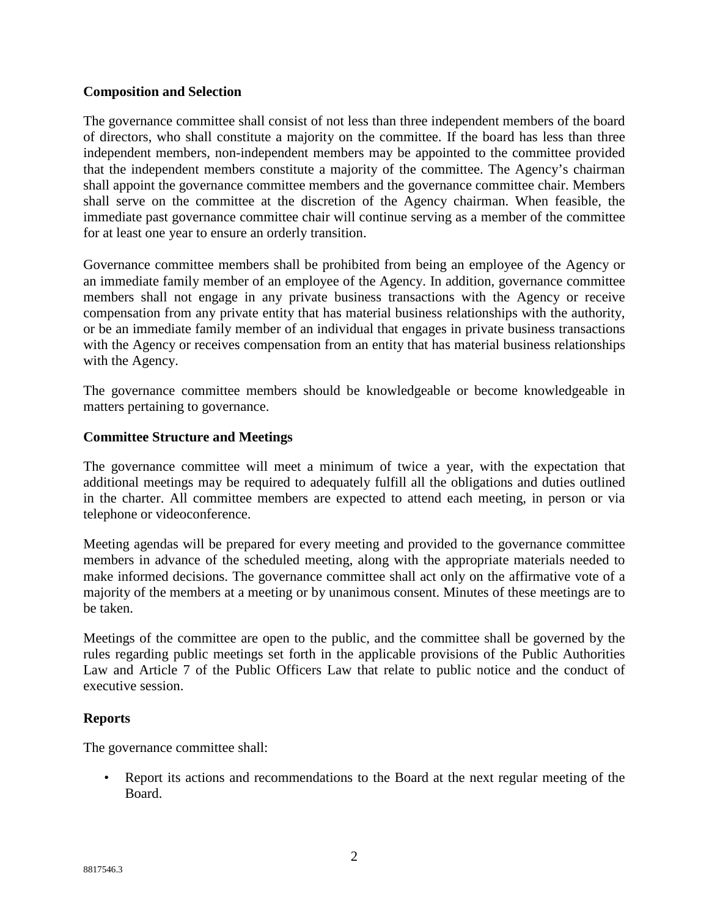**Composition and Selection**

The governance committee shall consist of not less than three independent members of the board of directors, who shall constitute a majority on the committee. If the board has less than three independent members, non-independent members may be appointed to the committee provided that the independent members constitute a majority of the committee. The Agency's chairman shall appoint the governance committee members and the governance committee chair. Members shall serve on the committee at the discretion of the Agency chairman. When feasible, the immediate past governance committee chair will continue serving as a member of the committee for at least one year to ensure an orderly transition.

Governance committee members shall be prohibited from being an employee of the Agency or an immediate family member of an employee of the Agency. In addition, governance committee members shall not engage in any private business transactions with the Agency or receive compensation from any private entity that has material business relationships with the authority, or be an immediate family member of an individual that engages in private business transactions with the Agency or receives compensation from an entity that has material business relationships with the Agency.

The governance committee members should be knowledgeable or become knowledgeable in matters pertaining to governance.

**Committee Structure and Meetings**

The governance committee will meet a minimum of twice a year, with the expectation that additional meetings may be required to adequately fulfill all the obligations and duties outlined in the charter. All committee members are expected to attend each meeting, in person or via telephone or videoconference.

Meeting agendas will be prepared for every meeting and provided to the governance committee members in advance of the scheduled meeting, along with the appropriate materials needed to make informed decisions. The governance committee shall act only on the affirmative vote of a majority of the members at a meeting or by unanimous consent. Minutes of these meetings are to be taken.

Meetings of the committee are open to the public, and the committee shall be governed by the rules regarding public meetings set forth in the applicable provisions of the Public Authorities Law and Article 7 of the Public Officers Law that relate to public notice and the conduct of executive session.

**Reports**

The governance committee shall:

- Report its actions and recommendations to the Board at the next regular meeting of the Board.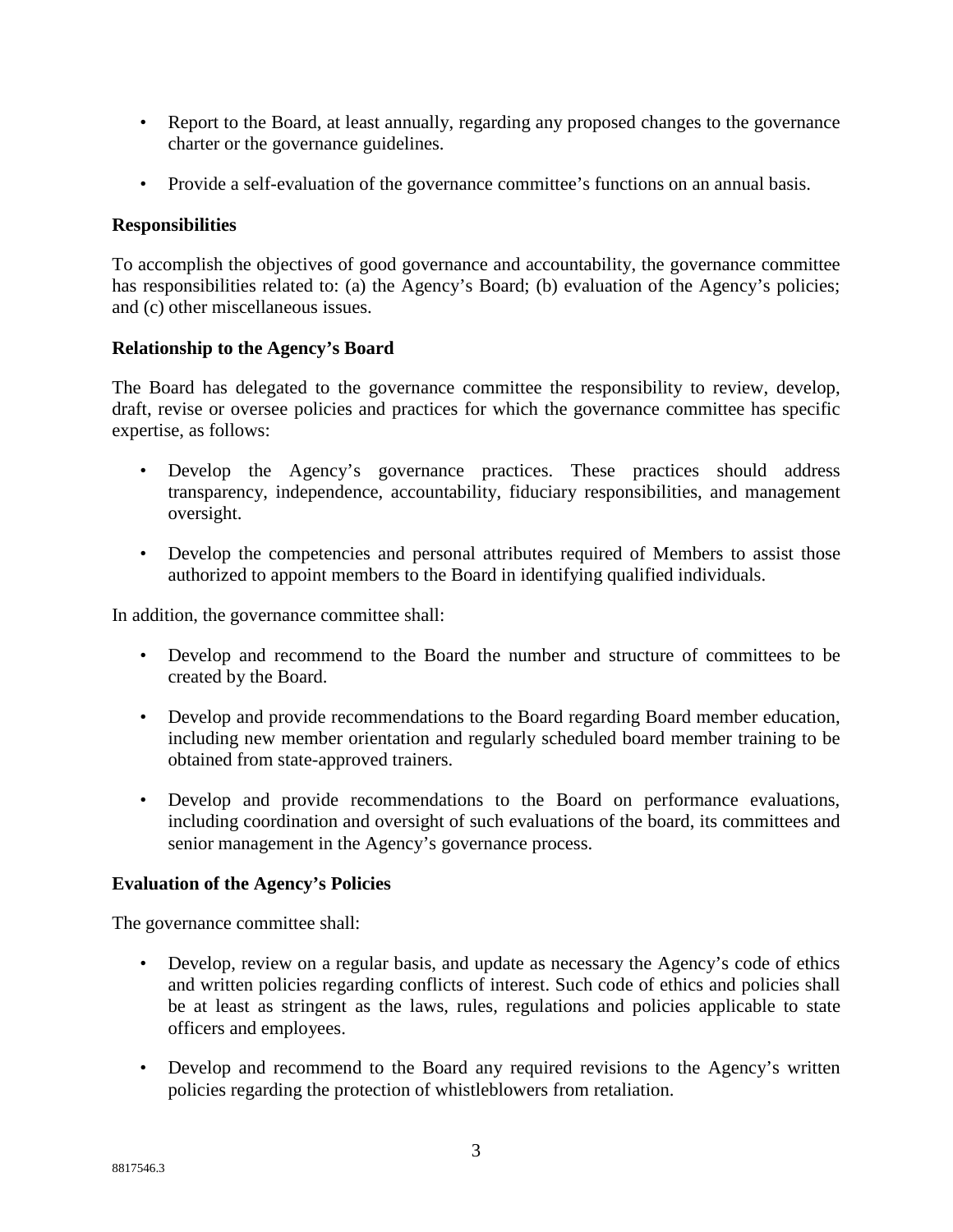- Report to the Board, at least annually, regarding any proposed changes to the governance charter or the governance guidelines.

- Provide a self-evaluation of the governance committee's functions on an annual basis.

**Responsibilities**

To accomplish the objectives of good governance and accountability, the governance committee has responsibilities related to: (a) the Agency's Board; (b) evaluation of the Agency's policies; and (c) other miscellaneous issues.

**Relationship to the Agency's Board**

The Board has delegated to the governance committee the responsibility to review, develop, draft, revise or oversee policies and practices for which the governance committee has specific expertise, as follows:

- Develop the Agency's governance practices. These practices should address transparency, independence, accountability, fiduciary responsibilities, and management oversight.

- Develop the competencies and personal attributes required of Members to assist those authorized to appoint members to the Board in identifying qualified individuals.

In addition, the governance committee shall:

- Develop and recommend to the Board the number and structure of committees to be created by the Board.

- Develop and provide recommendations to the Board regarding Board member education, including new member orientation and regularly scheduled board member training to be obtained from state-approved trainers.

- Develop and provide recommendations to the Board on performance evaluations, including coordination and oversight of such evaluations of the board, its committees and senior management in the Agency's governance process.

**Evaluation of the Agency's Policies**

The governance committee shall:

- Develop, review on a regular basis, and update as necessary the Agency's code of ethics and written policies regarding conflicts of interest. Such code of ethics and policies shall be at least as stringent as the laws, rules, regulations and policies applicable to state officers and employees.

- Develop and recommend to the Board any required revisions to the Agency's written policies regarding the protection of whistleblowers from retaliation.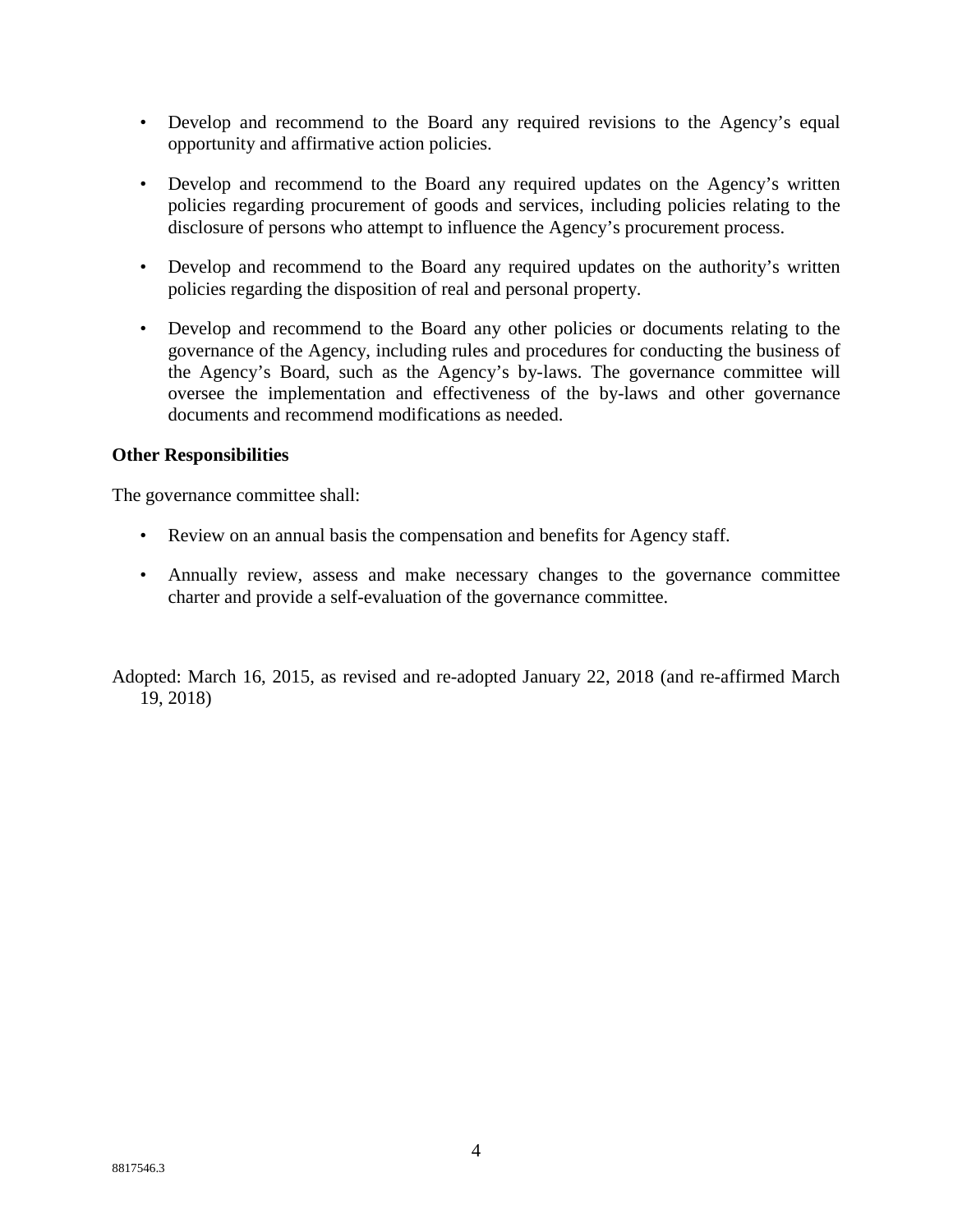- Develop and recommend to the Board any required revisions to the Agency's equal opportunity and affirmative action policies.

- Develop and recommend to the Board any required updates on the Agency's written policies regarding procurement of goods and services, including policies relating to the disclosure of persons who attempt to influence the Agency's procurement process.

- Develop and recommend to the Board any required updates on the authority's written policies regarding the disposition of real and personal property.

- Develop and recommend to the Board any other policies or documents relating to the governance of the Agency, including rules and procedures for conducting the business of the Agency's Board, such as the Agency's by-laws. The governance committee will oversee the implementation and effectiveness of the by-laws and other governance documents and recommend modifications as needed.

**Other Responsibilities**

The governance committee shall:

- Review on an annual basis the compensation and benefits for Agency staff.

- Annually review, assess and make necessary changes to the governance committee charter and provide a self-evaluation of the governance committee.

Adopted: March 16, 2015, as revised and re-adopted January 22, 2018 (and re-affirmed March 19, 2018)

8817546.3